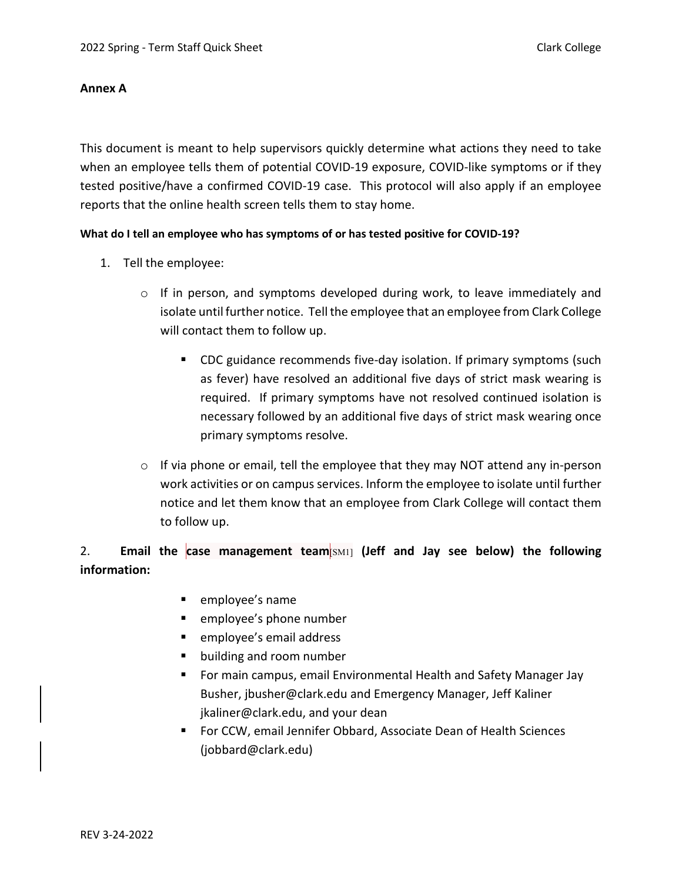**Annex A**

This document is meant to help supervisors quickly determine what actions they need to take when an employee tells them of potential COVID-19 exposure, COVID-like symptoms or if they tested positive/have a confirmed COVID-19 case. This protocol will also apply if an employee reports that the online health screen tells them to stay home.

**What do I tell an employee who has symptoms of or has tested positive for COVID-19?**

1. Tell the employee:
   - If in person, and symptoms developed during work, to leave immediately and isolate until further notice. Tell the employee that an employee from Clark College will contact them to follow up.
     - CDC guidance recommends five-day isolation. If primary symptoms (such as fever) have resolved an additional five days of strict mask wearing is required. If primary symptoms have not resolved continued isolation is necessary followed by an additional five days of strict mask wearing once primary symptoms resolve.
   - If via phone or email, tell the employee that they may NOT attend any in-person work activities or on campus services. Inform the employee to isolate until further notice and let them know that an employee from Clark College will contact them to follow up.

2. **Email the case management team[SM1] (Jeff and Jay see below) the following information:**
   - employee's name
   - employee's phone number
   - employee's email address
   - building and room number
   - For main campus, email Environmental Health and Safety Manager Jay Busher, jbusher@clark.edu and Emergency Manager, Jeff Kaliner jkaliner@clark.edu, and your dean
   - For CCW, email Jennifer Obbard, Associate Dean of Health Sciences (jobbard@clark.edu)

REV 3-24-2022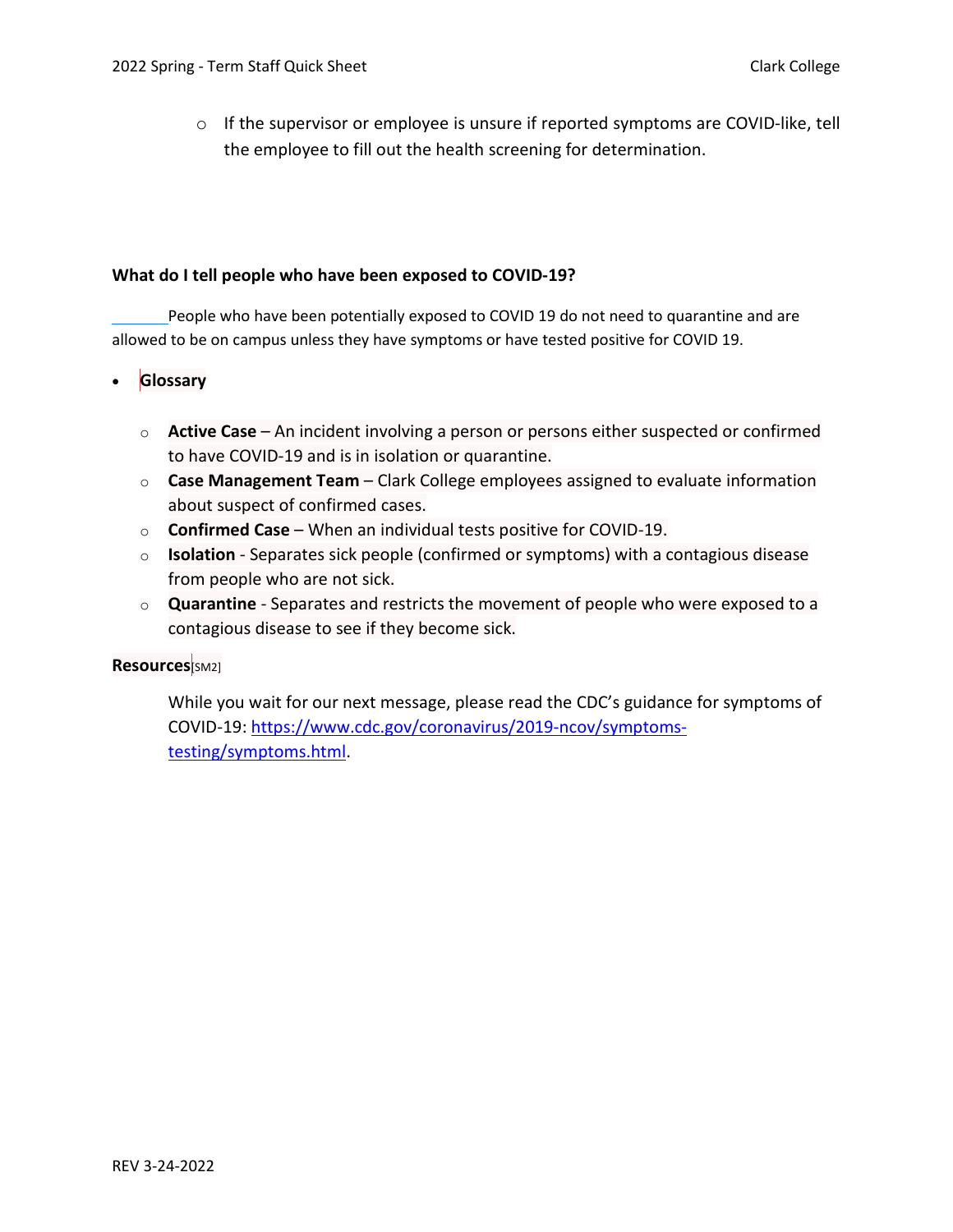- If the supervisor or employee is unsure if reported symptoms are COVID-like, tell the employee to fill out the health screening for determination.

**What do I tell people who have been exposed to COVID-19?**

People who have been potentially exposed to COVID 19 do not need to quarantine and are allowed to be on campus unless they have symptoms or have tested positive for COVID 19.

- **Glossary**
  - **Active Case** – An incident involving a person or persons either suspected or confirmed to have COVID-19 and is in isolation or quarantine.
  - **Case Management Team** – Clark College employees assigned to evaluate information about suspect of confirmed cases.
  - **Confirmed Case** – When an individual tests positive for COVID-19.
  - **Isolation** - Separates sick people (confirmed or symptoms) with a contagious disease from people who are not sick.
  - **Quarantine** - Separates and restricts the movement of people who were exposed to a contagious disease to see if they become sick.

**Resources**[SM2]

While you wait for our next message, please read the CDC's guidance for symptoms of COVID-19: https://www.cdc.gov/coronavirus/2019-ncov/symptoms-testing/symptoms.html.

REV 3-24-2022